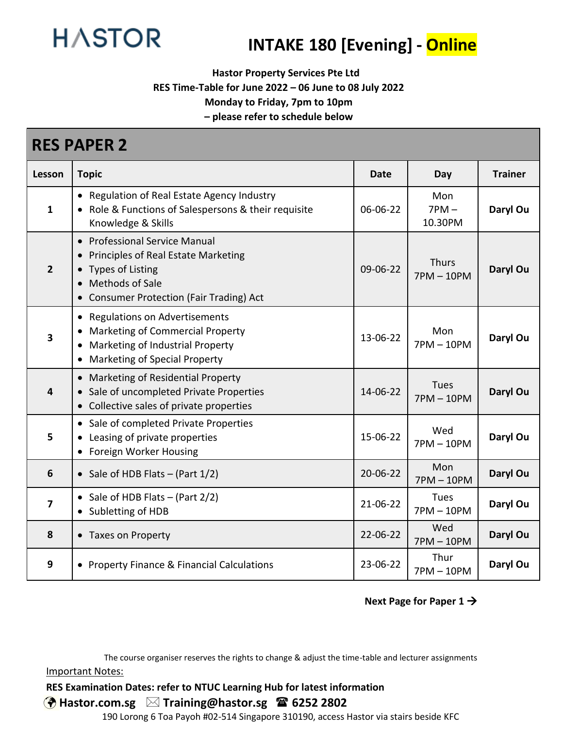HASTOR

# INTAKE 180 [Evening] - Online

**Hastor Property Services Pte Ltd**
**RES Time-Table for June 2022 – 06 June to 08 July 2022**
**Monday to Friday, 7pm to 10pm**
**– please refer to schedule below**

## RES PAPER 2

| Lesson | Topic | Date | Day | Trainer |
|---|---|---|---|---|
| 1 | • Regulation of Real Estate Agency Industry<br>• Role & Functions of Salespersons & their requisite Knowledge & Skills | 06-06-22 | Mon<br>7PM – 10.30PM | **Daryl Ou** |
| 2 | • Professional Service Manual<br>• Principles of Real Estate Marketing<br>• Types of Listing<br>• Methods of Sale<br>• Consumer Protection (Fair Trading) Act | 09-06-22 | Thurs<br>7PM – 10PM | **Daryl Ou** |
| 3 | • Regulations on Advertisements<br>• Marketing of Commercial Property<br>• Marketing of Industrial Property<br>• Marketing of Special Property | 13-06-22 | Mon<br>7PM – 10PM | **Daryl Ou** |
| 4 | • Marketing of Residential Property<br>• Sale of uncompleted Private Properties<br>• Collective sales of private properties | 14-06-22 | Tues<br>7PM – 10PM | **Daryl Ou** |
| 5 | • Sale of completed Private Properties<br>• Leasing of private properties<br>• Foreign Worker Housing | 15-06-22 | Wed<br>7PM – 10PM | **Daryl Ou** |
| 6 | • Sale of HDB Flats – (Part 1/2) | 20-06-22 | Mon<br>7PM – 10PM | **Daryl Ou** |
| 7 | • Sale of HDB Flats – (Part 2/2)<br>• Subletting of HDB | 21-06-22 | Tues<br>7PM – 10PM | **Daryl Ou** |
| 8 | • Taxes on Property | 22-06-22 | Wed<br>7PM – 10PM | **Daryl Ou** |
| 9 | • Property Finance & Financial Calculations | 23-06-22 | Thur<br>7PM – 10PM | **Daryl Ou** |

**Next Page for Paper 1 →**

The course organiser reserves the rights to change & adjust the time-table and lecturer assignments

Important Notes:

**RES Examination Dates: refer to NTUC Learning Hub for latest information**

**Hastor.com.sg** **Training@hastor.sg** **6252 2802**

190 Lorong 6 Toa Payoh #02-514 Singapore 310190, access Hastor via stairs beside KFC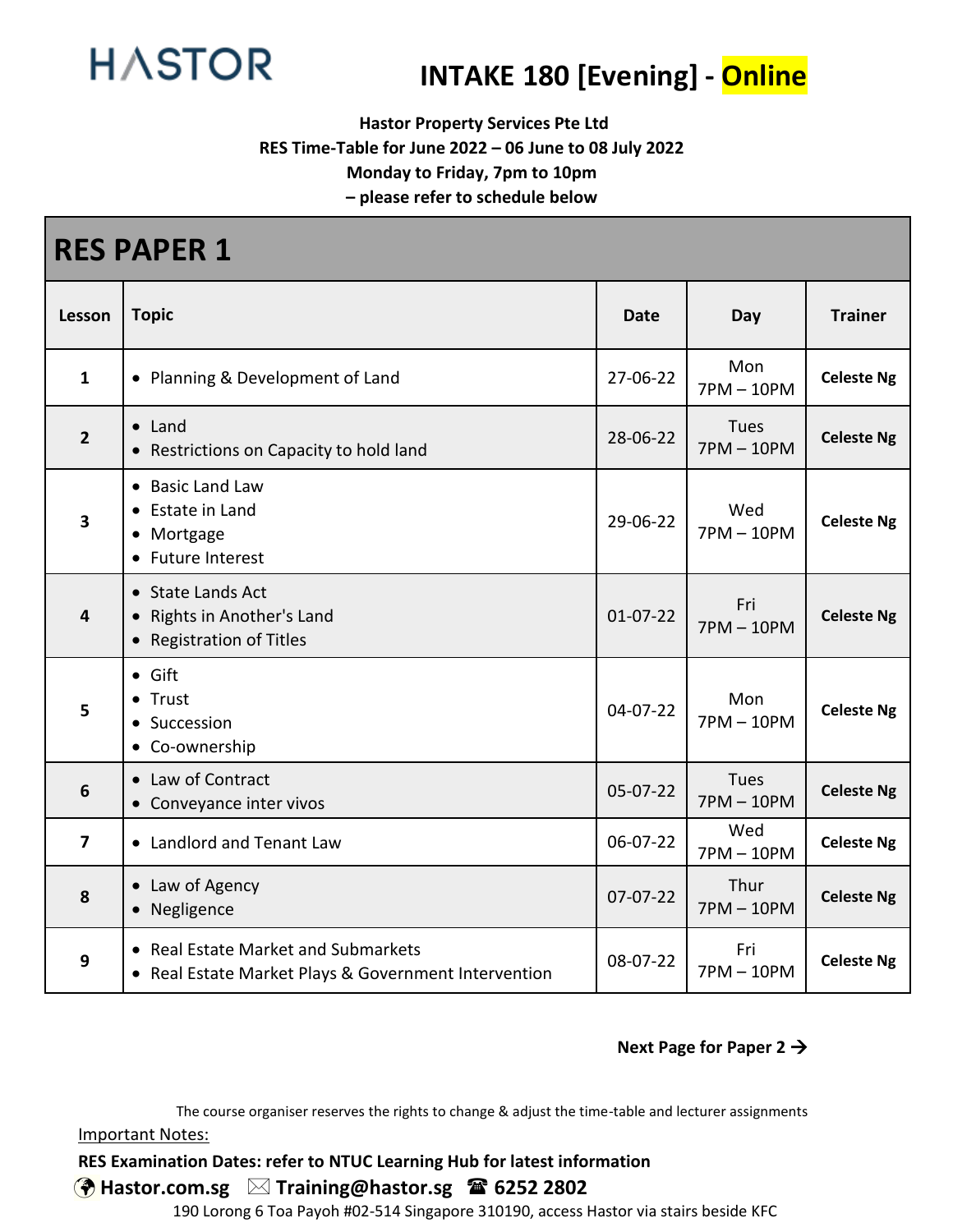HASTOR

# INTAKE 180 [Evening] - Online

**Hastor Property Services Pte Ltd**
**RES Time-Table for June 2022 – 06 June to 08 July 2022**
**Monday to Friday, 7pm to 10pm**
**– please refer to schedule below**

## RES PAPER 1

| Lesson | Topic | Date | Day | Trainer |
|---|---|---|---|---|
| 1 | • Planning & Development of Land | 27-06-22 | Mon 7PM – 10PM | Celeste Ng |
| 2 | • Land<br>• Restrictions on Capacity to hold land | 28-06-22 | Tues 7PM – 10PM | Celeste Ng |
| 3 | • Basic Land Law<br>• Estate in Land<br>• Mortgage<br>• Future Interest | 29-06-22 | Wed 7PM – 10PM | Celeste Ng |
| 4 | • State Lands Act<br>• Rights in Another's Land<br>• Registration of Titles | 01-07-22 | Fri 7PM – 10PM | Celeste Ng |
| 5 | • Gift<br>• Trust<br>• Succession<br>• Co-ownership | 04-07-22 | Mon 7PM – 10PM | Celeste Ng |
| 6 | • Law of Contract<br>• Conveyance inter vivos | 05-07-22 | Tues 7PM – 10PM | Celeste Ng |
| 7 | • Landlord and Tenant Law | 06-07-22 | Wed 7PM – 10PM | Celeste Ng |
| 8 | • Law of Agency<br>• Negligence | 07-07-22 | Thur 7PM – 10PM | Celeste Ng |
| 9 | • Real Estate Market and Submarkets<br>• Real Estate Market Plays & Government Intervention | 08-07-22 | Fri 7PM – 10PM | Celeste Ng |

**Next Page for Paper 2 →**

The course organiser reserves the rights to change & adjust the time-table and lecturer assignments

Important Notes:

**RES Examination Dates: refer to NTUC Learning Hub for latest information**

**Hastor.com.sg** ✉ **Training@hastor.sg** ☎ **6252 2802**

190 Lorong 6 Toa Payoh #02-514 Singapore 310190, access Hastor via stairs beside KFC